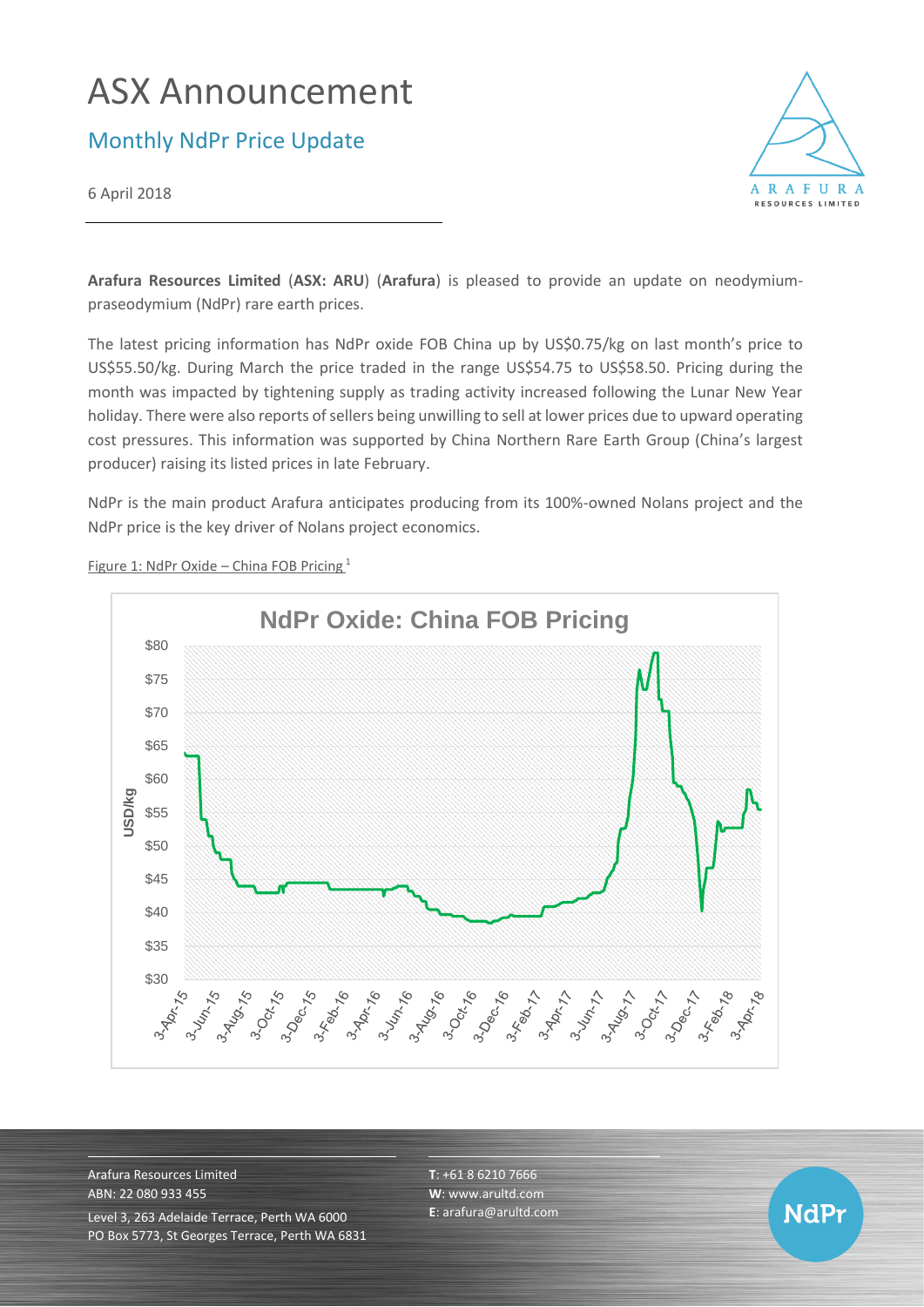# ASX Announcement

## Monthly NdPr Price Update

6 April 2018

**Arafura Resources Limited** (**ASX: ARU**) (**Arafura**) is pleased to provide an update on neodymium-praseodymium (NdPr) rare earth prices.

The latest pricing information has NdPr oxide FOB China up by US$0.75/kg on last month's price to US$55.50/kg. During March the price traded in the range US$54.75 to US$58.50. Pricing during the month was impacted by tightening supply as trading activity increased following the Lunar New Year holiday. There were also reports of sellers being unwilling to sell at lower prices due to upward operating cost pressures. This information was supported by China Northern Rare Earth Group (China's largest producer) raising its listed prices in late February.

NdPr is the main product Arafura anticipates producing from its 100%-owned Nolans project and the NdPr price is the key driver of Nolans project economics.

Figure 1: NdPr Oxide – China FOB Pricing [1]

Arafura Resources Limited
ABN: 22 080 933 455
Level 3, 263 Adelaide Terrace, Perth WA 6000
PO Box 5773, St Georges Terrace, Perth WA 6831

**T**: +61 8 6210 7666
**W**: www.arultd.com
**E**: arafura@arultd.com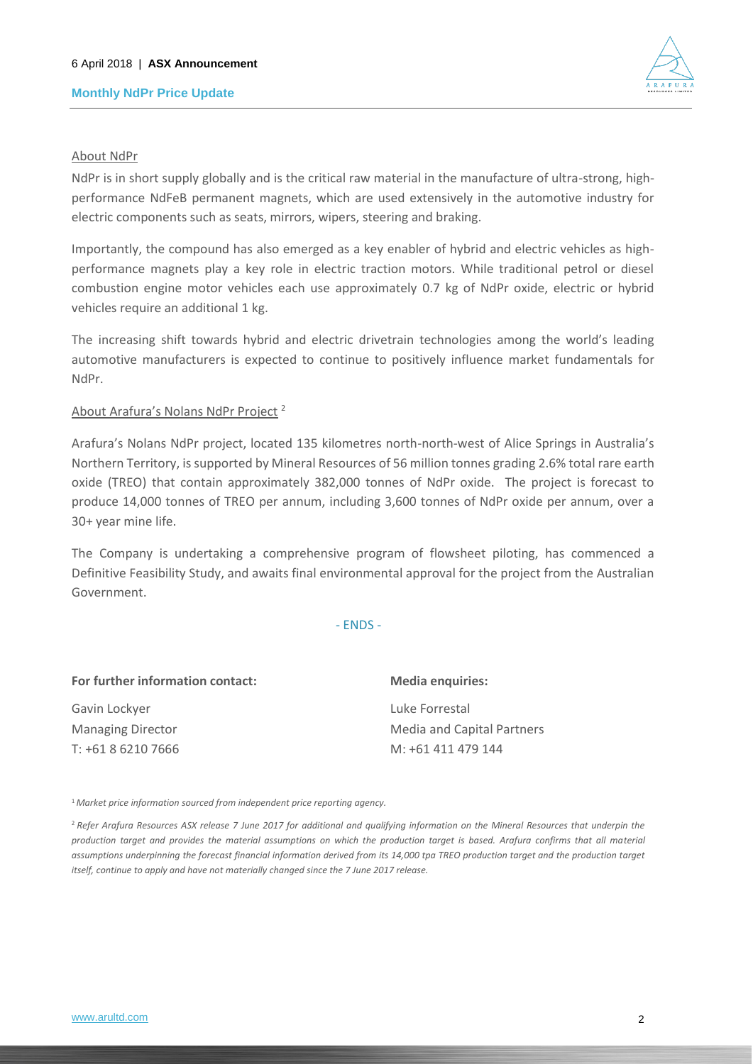About NdPr

NdPr is in short supply globally and is the critical raw material in the manufacture of ultra-strong, high-performance NdFeB permanent magnets, which are used extensively in the automotive industry for electric components such as seats, mirrors, wipers, steering and braking.

Importantly, the compound has also emerged as a key enabler of hybrid and electric vehicles as high-performance magnets play a key role in electric traction motors. While traditional petrol or diesel combustion engine motor vehicles each use approximately 0.7 kg of NdPr oxide, electric or hybrid vehicles require an additional 1 kg.

The increasing shift towards hybrid and electric drivetrain technologies among the world's leading automotive manufacturers is expected to continue to positively influence market fundamentals for NdPr.

About Arafura's Nolans NdPr Project [2]

Arafura's Nolans NdPr project, located 135 kilometres north-north-west of Alice Springs in Australia's Northern Territory, is supported by Mineral Resources of 56 million tonnes grading 2.6% total rare earth oxide (TREO) that contain approximately 382,000 tonnes of NdPr oxide. The project is forecast to produce 14,000 tonnes of TREO per annum, including 3,600 tonnes of NdPr oxide per annum, over a 30+ year mine life.

The Company is undertaking a comprehensive program of flowsheet piloting, has commenced a Definitive Feasibility Study, and awaits final environmental approval for the project from the Australian Government.

- ENDS -

**For further information contact:**

Gavin Lockyer
Managing Director
T: +61 8 6210 7666

**Media enquiries:**

Luke Forrestal
Media and Capital Partners
M: +61 411 479 144

[1] *Market price information sourced from independent price reporting agency.*

[2] *Refer Arafura Resources ASX release 7 June 2017 for additional and qualifying information on the Mineral Resources that underpin the production target and provides the material assumptions on which the production target is based. Arafura confirms that all material assumptions underpinning the forecast financial information derived from its 14,000 tpa TREO production target and the production target itself, continue to apply and have not materially changed since the 7 June 2017 release.*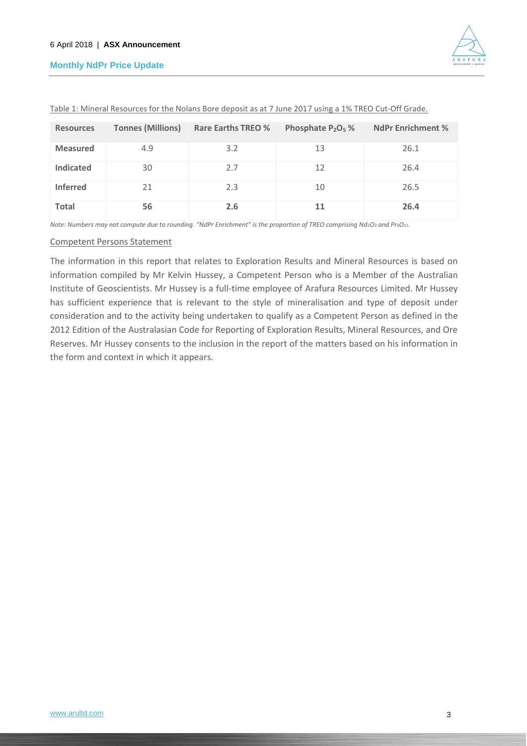Table 1: Mineral Resources for the Nolans Bore deposit as at 7 June 2017 using a 1% TREO Cut-Off Grade.

| Resources | Tonnes (Millions) | Rare Earths TREO % | Phosphate $P_2O_5$ % | NdPr Enrichment % |
|---|---|---|---|---|
| **Measured** | 4.9 | 3.2 | 13 | 26.1 |
| **Indicated** | 30 | 2.7 | 12 | 26.4 |
| **Inferred** | 21 | 2.3 | 10 | 26.5 |
| **Total** | **56** | **2.6** | **11** | **26.4** |

*Note: Numbers may not compute due to rounding. "NdPr Enrichment" is the proportion of TREO comprising $Nd_2O_3$ and $Pr_6O_{11}$.*

Competent Persons Statement

The information in this report that relates to Exploration Results and Mineral Resources is based on information compiled by Mr Kelvin Hussey, a Competent Person who is a Member of the Australian Institute of Geoscientists. Mr Hussey is a full-time employee of Arafura Resources Limited. Mr Hussey has sufficient experience that is relevant to the style of mineralisation and type of deposit under consideration and to the activity being undertaken to qualify as a Competent Person as defined in the 2012 Edition of the Australasian Code for Reporting of Exploration Results, Mineral Resources, and Ore Reserves. Mr Hussey consents to the inclusion in the report of the matters based on his information in the form and context in which it appears.